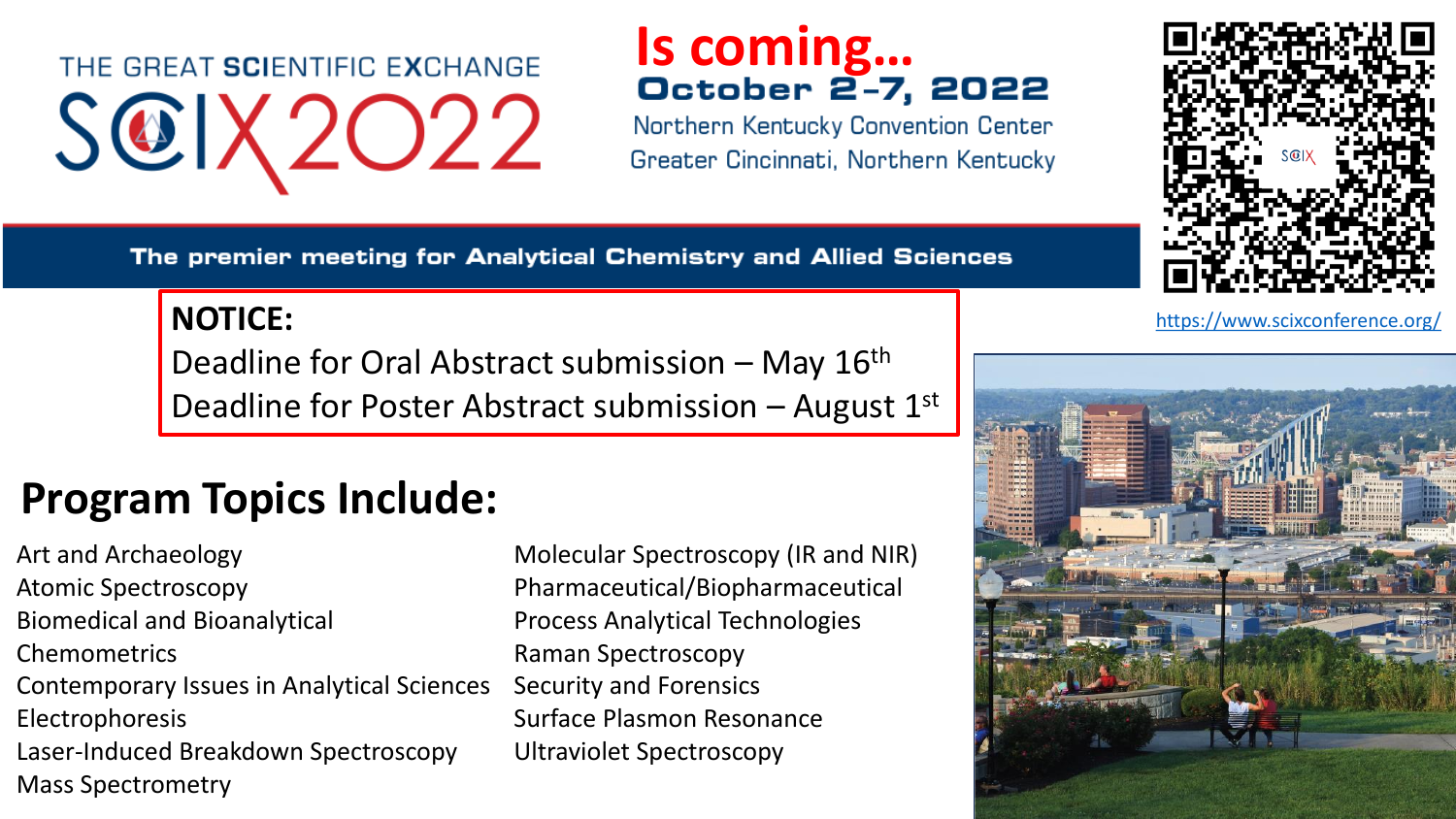THE GREAT **SCI**ENTIFIC E**X**CHANGE

# SCIX2022

**Is coming…**

**October 2-7, 2022**

Northern Kentucky Convention Center

Greater Cincinnati, Northern Kentucky

https://www.scixconference.org/

**The premier meeting for Analytical Chemistry and Allied Sciences**

**NOTICE:**

Deadline for Oral Abstract submission – May 16th

Deadline for Poster Abstract submission – August 1st

## Program Topics Include:

- Art and Archaeology
- Atomic Spectroscopy
- Biomedical and Bioanalytical
- Chemometrics
- Contemporary Issues in Analytical Sciences
- Electrophoresis
- Laser-Induced Breakdown Spectroscopy
- Mass Spectrometry
- Molecular Spectroscopy (IR and NIR)
- Pharmaceutical/Biopharmaceutical
- Process Analytical Technologies
- Raman Spectroscopy
- Security and Forensics
- Surface Plasmon Resonance
- Ultraviolet Spectroscopy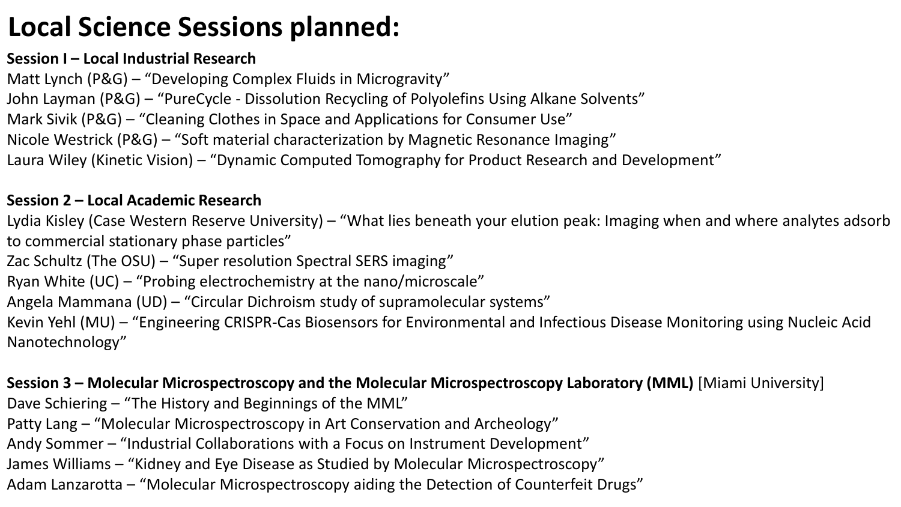# Local Science Sessions planned:

**Session I – Local Industrial Research**

Matt Lynch (P&G) – "Developing Complex Fluids in Microgravity"
John Layman (P&G) – "PureCycle - Dissolution Recycling of Polyolefins Using Alkane Solvents"
Mark Sivik (P&G) – "Cleaning Clothes in Space and Applications for Consumer Use"
Nicole Westrick (P&G) – "Soft material characterization by Magnetic Resonance Imaging"
Laura Wiley (Kinetic Vision) – "Dynamic Computed Tomography for Product Research and Development"

**Session 2 – Local Academic Research**

Lydia Kisley (Case Western Reserve University) – "What lies beneath your elution peak: Imaging when and where analytes adsorb to commercial stationary phase particles"
Zac Schultz (The OSU) – "Super resolution Spectral SERS imaging"
Ryan White (UC) – "Probing electrochemistry at the nano/microscale"
Angela Mammana (UD) – "Circular Dichroism study of supramolecular systems"
Kevin Yehl (MU) – "Engineering CRISPR-Cas Biosensors for Environmental and Infectious Disease Monitoring using Nucleic Acid Nanotechnology"

**Session 3 – Molecular Microspectroscopy and the Molecular Microspectroscopy Laboratory (MML)** [Miami University]

Dave Schiering – "The History and Beginnings of the MML"
Patty Lang – "Molecular Microspectroscopy in Art Conservation and Archeology"
Andy Sommer – "Industrial Collaborations with a Focus on Instrument Development"
James Williams – "Kidney and Eye Disease as Studied by Molecular Microspectroscopy"
Adam Lanzarotta – "Molecular Microspectroscopy aiding the Detection of Counterfeit Drugs"